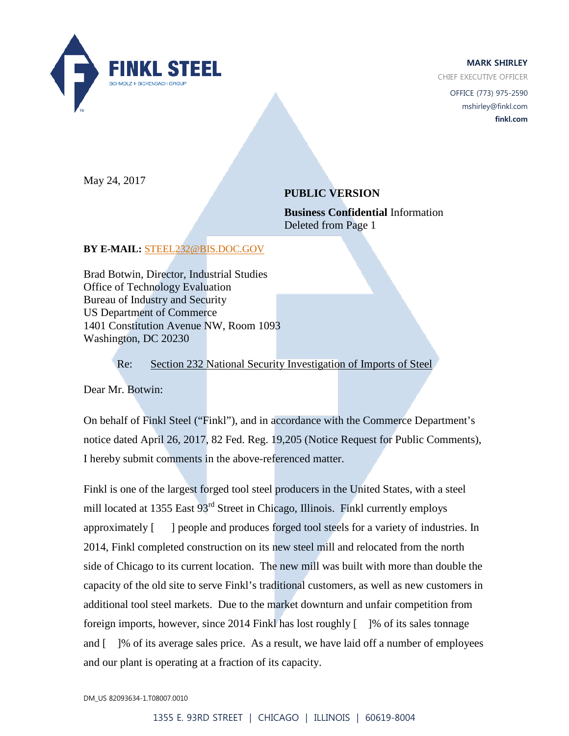**FINKL STEEL**
SCHMOLZ + BICKENBACH GROUP

**MARK SHIRLEY**
CHIEF EXECUTIVE OFFICER
OFFICE (773) 975-2590
mshirley@finkl.com
**finkl.com**

May 24, 2017

**PUBLIC VERSION**

**Business Confidential** Information
Deleted from Page 1

**BY E-MAIL:** STEEL232@BIS.DOC.GOV

Brad Botwin, Director, Industrial Studies
Office of Technology Evaluation
Bureau of Industry and Security
US Department of Commerce
1401 Constitution Avenue NW, Room 1093
Washington, DC 20230

Re: Section 232 National Security Investigation of Imports of Steel

Dear Mr. Botwin:

On behalf of Finkl Steel ("Finkl"), and in accordance with the Commerce Department's notice dated April 26, 2017, 82 Fed. Reg. 19,205 (Notice Request for Public Comments), I hereby submit comments in the above-referenced matter.

Finkl is one of the largest forged tool steel producers in the United States, with a steel mill located at 1355 East 93rd Street in Chicago, Illinois. Finkl currently employs approximately [ ] people and produces forged tool steels for a variety of industries. In 2014, Finkl completed construction on its new steel mill and relocated from the north side of Chicago to its current location. The new mill was built with more than double the capacity of the old site to serve Finkl's traditional customers, as well as new customers in additional tool steel markets. Due to the market downturn and unfair competition from foreign imports, however, since 2014 Finkl has lost roughly [ ]% of its sales tonnage and [ ]% of its average sales price. As a result, we have laid off a number of employees and our plant is operating at a fraction of its capacity.

DM_US 82093634-1.T08007.0010

1355 E. 93RD STREET | CHICAGO | ILLINOIS | 60619-8004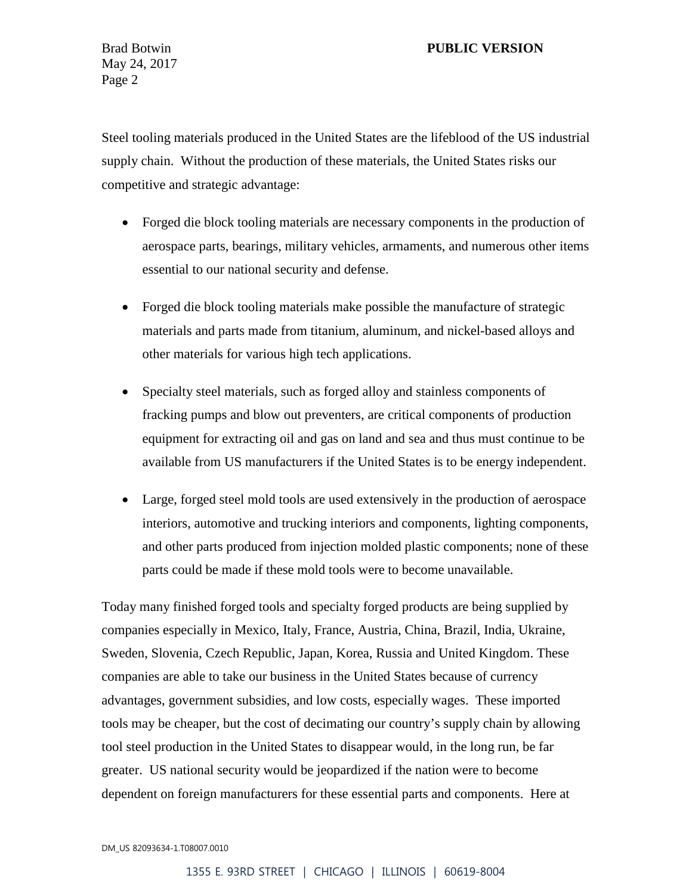Steel tooling materials produced in the United States are the lifeblood of the US industrial supply chain. Without the production of these materials, the United States risks our competitive and strategic advantage:

- Forged die block tooling materials are necessary components in the production of aerospace parts, bearings, military vehicles, armaments, and numerous other items essential to our national security and defense.

- Forged die block tooling materials make possible the manufacture of strategic materials and parts made from titanium, aluminum, and nickel-based alloys and other materials for various high tech applications.

- Specialty steel materials, such as forged alloy and stainless components of fracking pumps and blow out preventers, are critical components of production equipment for extracting oil and gas on land and sea and thus must continue to be available from US manufacturers if the United States is to be energy independent.

- Large, forged steel mold tools are used extensively in the production of aerospace interiors, automotive and trucking interiors and components, lighting components, and other parts produced from injection molded plastic components; none of these parts could be made if these mold tools were to become unavailable.

Today many finished forged tools and specialty forged products are being supplied by companies especially in Mexico, Italy, France, Austria, China, Brazil, India, Ukraine, Sweden, Slovenia, Czech Republic, Japan, Korea, Russia and United Kingdom. These companies are able to take our business in the United States because of currency advantages, government subsidies, and low costs, especially wages. These imported tools may be cheaper, but the cost of decimating our country's supply chain by allowing tool steel production in the United States to disappear would, in the long run, be far greater. US national security would be jeopardized if the nation were to become dependent on foreign manufacturers for these essential parts and components. Here at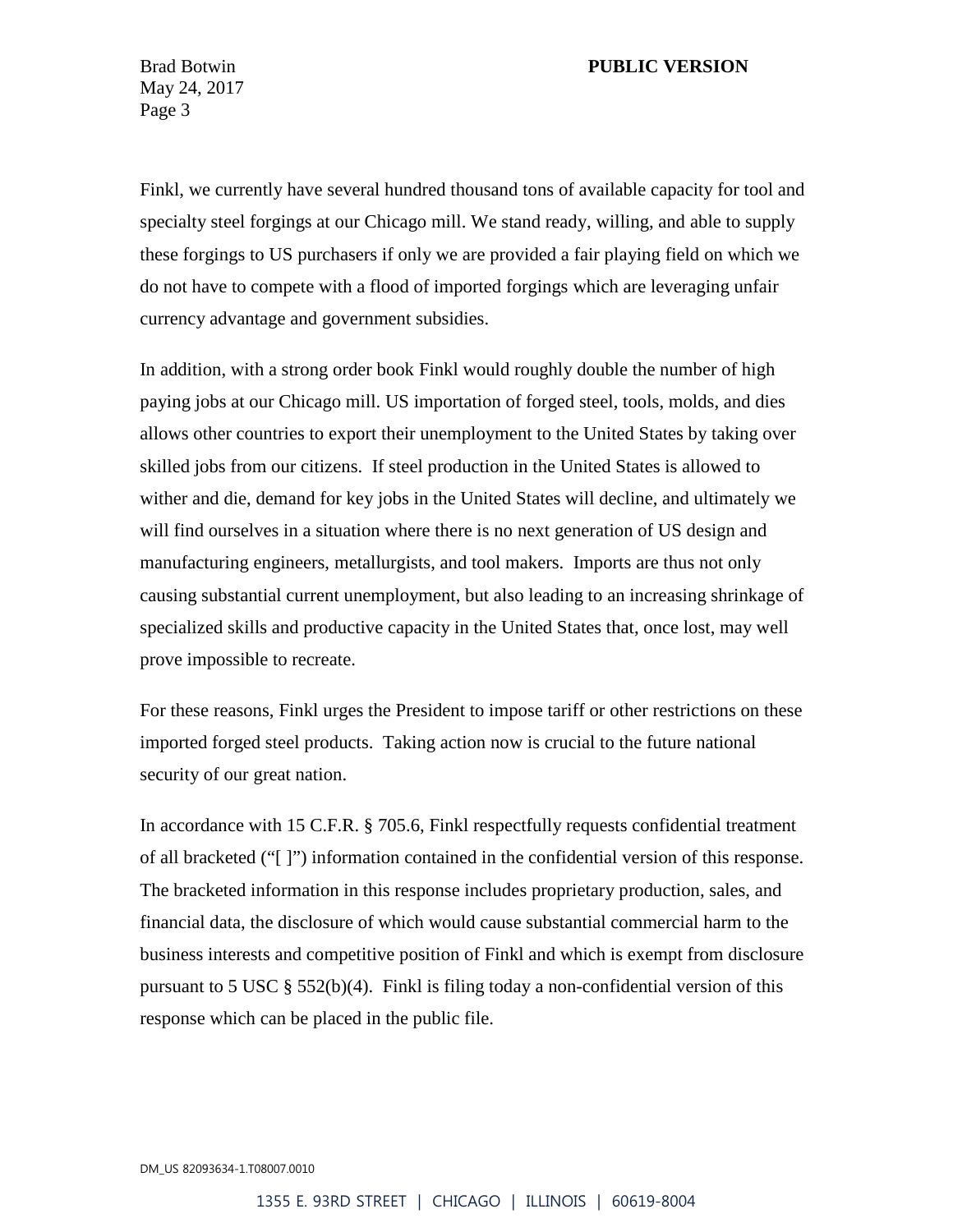Finkl, we currently have several hundred thousand tons of available capacity for tool and specialty steel forgings at our Chicago mill. We stand ready, willing, and able to supply these forgings to US purchasers if only we are provided a fair playing field on which we do not have to compete with a flood of imported forgings which are leveraging unfair currency advantage and government subsidies.

In addition, with a strong order book Finkl would roughly double the number of high paying jobs at our Chicago mill. US importation of forged steel, tools, molds, and dies allows other countries to export their unemployment to the United States by taking over skilled jobs from our citizens. If steel production in the United States is allowed to wither and die, demand for key jobs in the United States will decline, and ultimately we will find ourselves in a situation where there is no next generation of US design and manufacturing engineers, metallurgists, and tool makers. Imports are thus not only causing substantial current unemployment, but also leading to an increasing shrinkage of specialized skills and productive capacity in the United States that, once lost, may well prove impossible to recreate.

For these reasons, Finkl urges the President to impose tariff or other restrictions on these imported forged steel products. Taking action now is crucial to the future national security of our great nation.

In accordance with 15 C.F.R. § 705.6, Finkl respectfully requests confidential treatment of all bracketed ("[ ]") information contained in the confidential version of this response. The bracketed information in this response includes proprietary production, sales, and financial data, the disclosure of which would cause substantial commercial harm to the business interests and competitive position of Finkl and which is exempt from disclosure pursuant to 5 USC § 552(b)(4). Finkl is filing today a non-confidential version of this response which can be placed in the public file.

DM_US 82093634-1.T08007.0010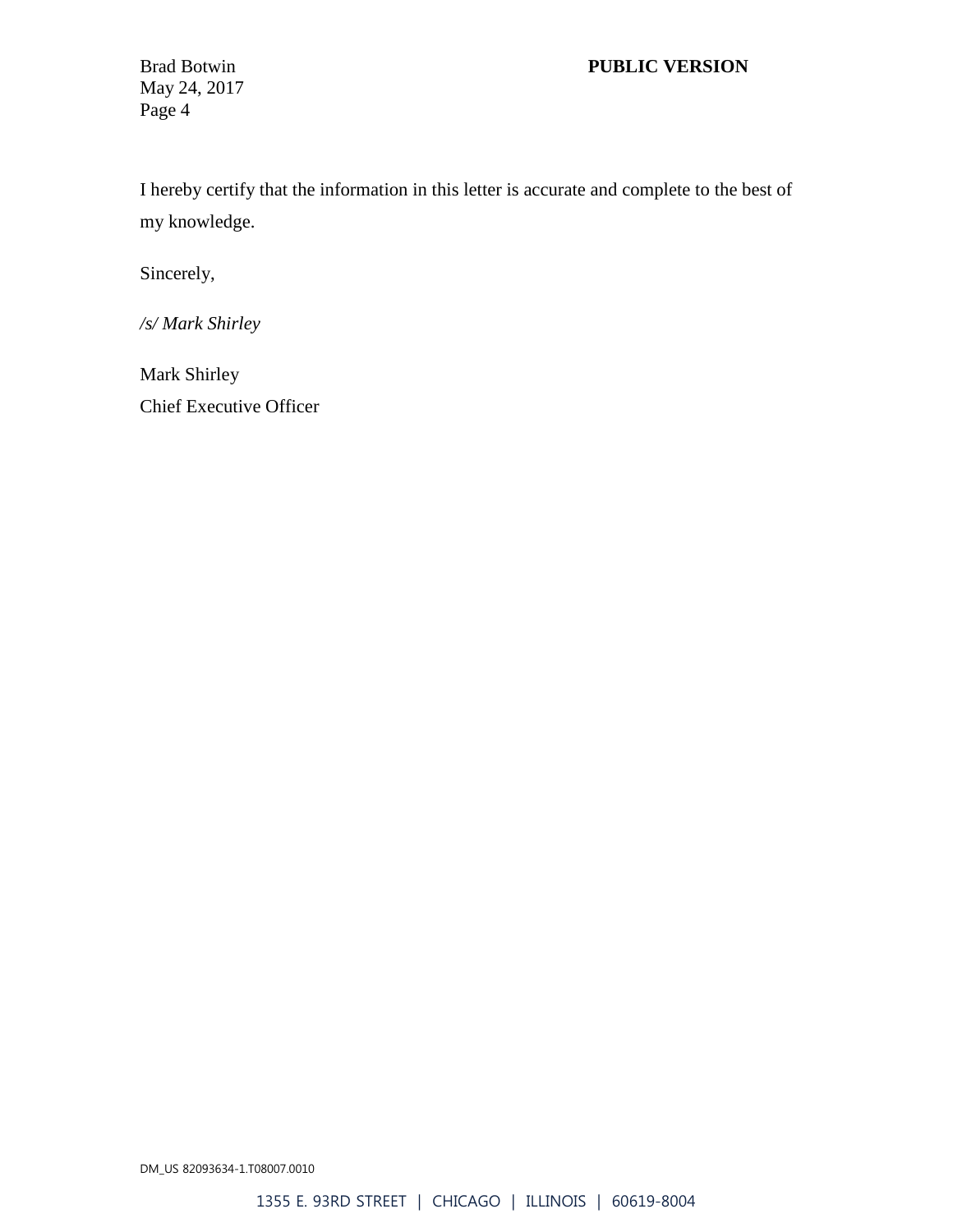I hereby certify that the information in this letter is accurate and complete to the best of my knowledge.

Sincerely,

*/s/ Mark Shirley*

Mark Shirley
Chief Executive Officer